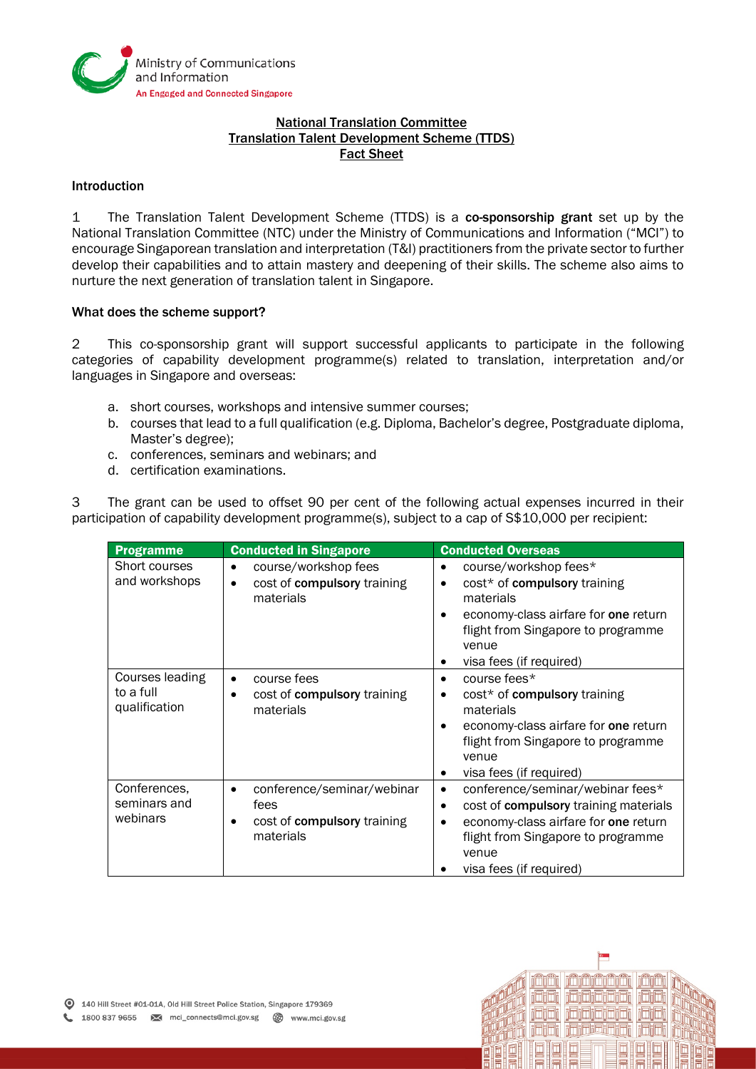Ministry of Communications and Information
An Engaged and Connected Singapore

# National Translation Committee
# Translation Talent Development Scheme (TTDS)
# Fact Sheet

## Introduction

1 The Translation Talent Development Scheme (TTDS) is a **co-sponsorship grant** set up by the National Translation Committee (NTC) under the Ministry of Communications and Information ("MCI") to encourage Singaporean translation and interpretation (T&I) practitioners from the private sector to further develop their capabilities and to attain mastery and deepening of their skills. The scheme also aims to nurture the next generation of translation talent in Singapore.

## What does the scheme support?

2 This co-sponsorship grant will support successful applicants to participate in the following categories of capability development programme(s) related to translation, interpretation and/or languages in Singapore and overseas:

a. short courses, workshops and intensive summer courses;
b. courses that lead to a full qualification (e.g. Diploma, Bachelor's degree, Postgraduate diploma, Master's degree);
c. conferences, seminars and webinars; and
d. certification examinations.

3 The grant can be used to offset 90 per cent of the following actual expenses incurred in their participation of capability development programme(s), subject to a cap of S$10,000 per recipient:

| Programme | Conducted in Singapore | Conducted Overseas |
|---|---|---|
| Short courses and workshops | • course/workshop fees<br>• cost of **compulsory** training materials | • course/workshop fees*<br>• cost* of **compulsory** training materials<br>• economy-class airfare for **one** return flight from Singapore to programme venue<br>• visa fees (if required) |
| Courses leading to a full qualification | • course fees<br>• cost of **compulsory** training materials | • course fees*<br>• cost* of **compulsory** training materials<br>• economy-class airfare for **one** return flight from Singapore to programme venue<br>• visa fees (if required) |
| Conferences, seminars and webinars | • conference/seminar/webinar fees<br>• cost of **compulsory** training materials | • conference/seminar/webinar fees*<br>• cost of **compulsory** training materials<br>• economy-class airfare for **one** return flight from Singapore to programme venue<br>• visa fees (if required) |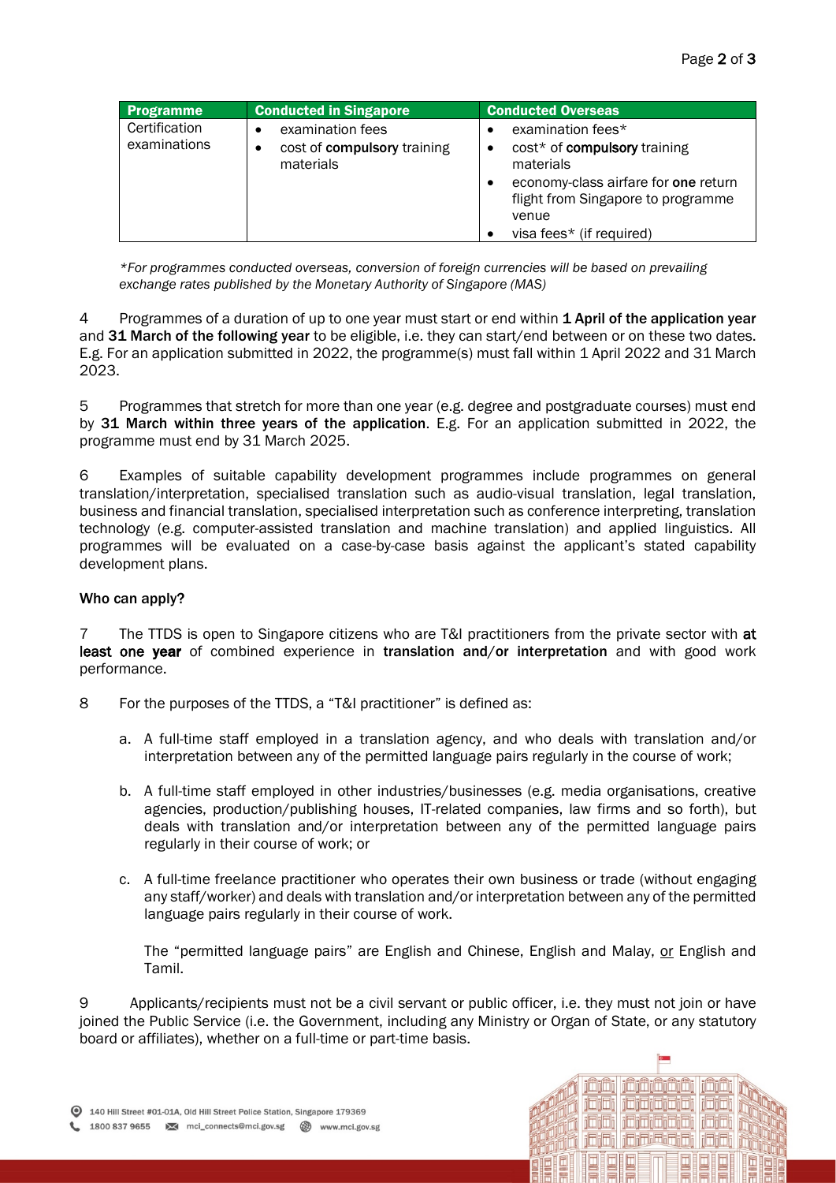| Programme | Conducted in Singapore | Conducted Overseas |
| --- | --- | --- |
| Certification examinations | • examination fees<br>• cost of **compulsory** training materials | • examination fees*<br>• cost* of **compulsory** training materials<br>• economy-class airfare for **one** return flight from Singapore to programme venue<br>• visa fees* (if required) |

*\*For programmes conducted overseas, conversion of foreign currencies will be based on prevailing exchange rates published by the Monetary Authority of Singapore (MAS)*

4 Programmes of a duration of up to one year must start or end within **1 April of the application year** and **31 March of the following year** to be eligible, i.e. they can start/end between or on these two dates. E.g. For an application submitted in 2022, the programme(s) must fall within 1 April 2022 and 31 March 2023.

5 Programmes that stretch for more than one year (e.g. degree and postgraduate courses) must end by **31 March within three years of the application**. E.g. For an application submitted in 2022, the programme must end by 31 March 2025.

6 Examples of suitable capability development programmes include programmes on general translation/interpretation, specialised translation such as audio-visual translation, legal translation, business and financial translation, specialised interpretation such as conference interpreting, translation technology (e.g. computer-assisted translation and machine translation) and applied linguistics. All programmes will be evaluated on a case-by-case basis against the applicant's stated capability development plans.

**Who can apply?**

7 The TTDS is open to Singapore citizens who are T&I practitioners from the private sector with **at least one year** of combined experience in **translation and/or interpretation** and with good work performance.

8 For the purposes of the TTDS, a "T&I practitioner" is defined as:

a. A full-time staff employed in a translation agency, and who deals with translation and/or interpretation between any of the permitted language pairs regularly in the course of work;

b. A full-time staff employed in other industries/businesses (e.g. media organisations, creative agencies, production/publishing houses, IT-related companies, law firms and so forth), but deals with translation and/or interpretation between any of the permitted language pairs regularly in their course of work; or

c. A full-time freelance practitioner who operates their own business or trade (without engaging any staff/worker) and deals with translation and/or interpretation between any of the permitted language pairs regularly in their course of work.

The "permitted language pairs" are English and Chinese, English and Malay, <u>or</u> English and Tamil.

9 Applicants/recipients must not be a civil servant or public officer, i.e. they must not join or have joined the Public Service (i.e. the Government, including any Ministry or Organ of State, or any statutory board or affiliates), whether on a full-time or part-time basis.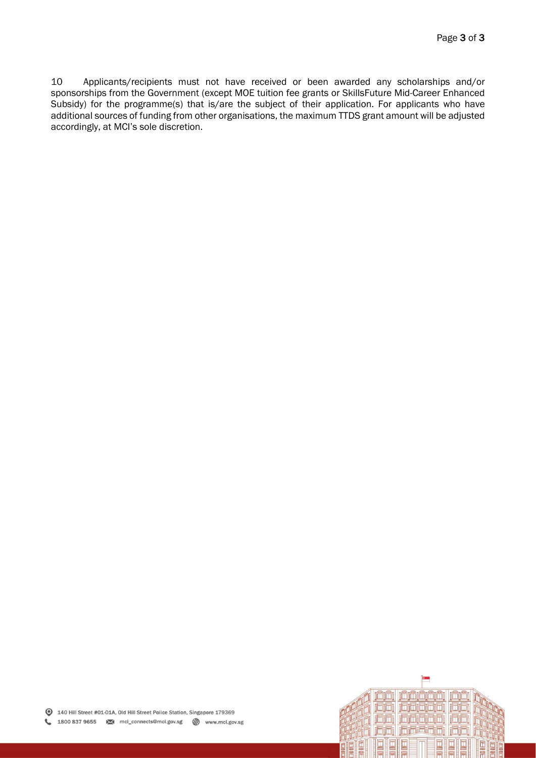10 Applicants/recipients must not have received or been awarded any scholarships and/or sponsorships from the Government (except MOE tuition fee grants or SkillsFuture Mid-Career Enhanced Subsidy) for the programme(s) that is/are the subject of their application. For applicants who have additional sources of funding from other organisations, the maximum TTDS grant amount will be adjusted accordingly, at MCI's sole discretion.